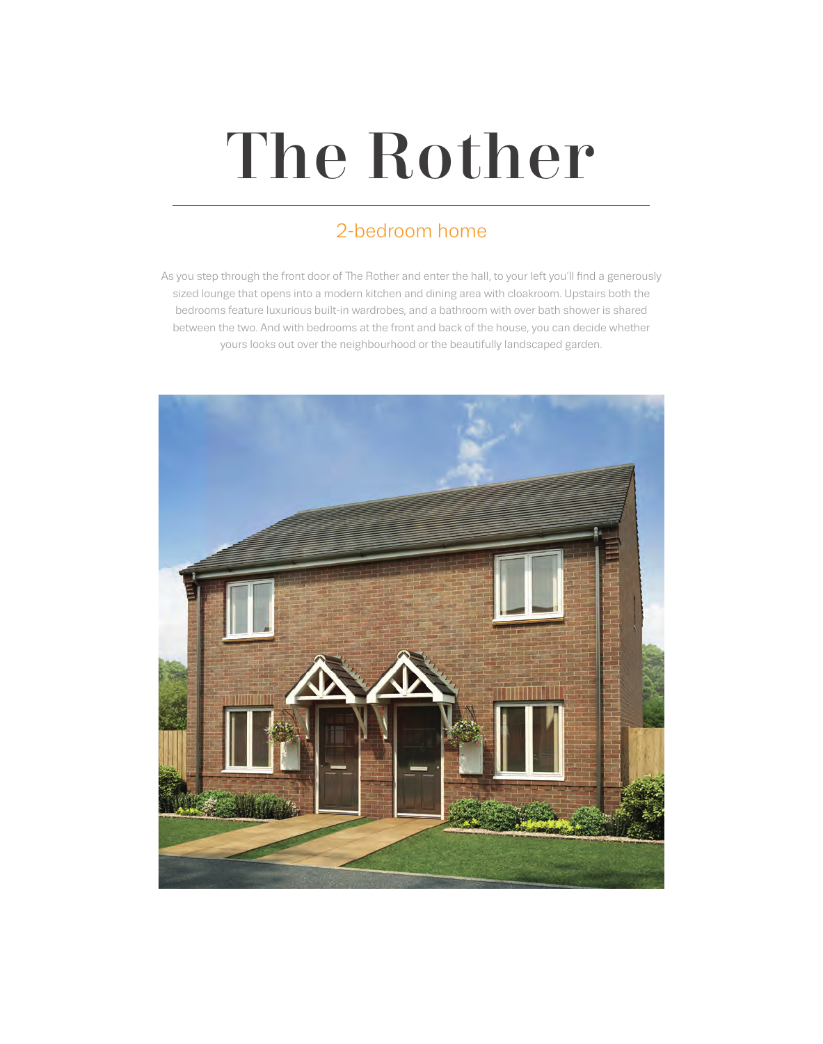# The Rother

## 2-bedroom home

As you step through the front door of The Rother and enter the hall, to your left you'll find a generously sized lounge that opens into a modern kitchen and dining area with cloakroom. Upstairs both the bedrooms feature luxurious built-in wardrobes, and a bathroom with over bath shower is shared between the two. And with bedrooms at the front and back of the house, you can decide whether yours looks out over the neighbourhood or the beautifully landscaped garden.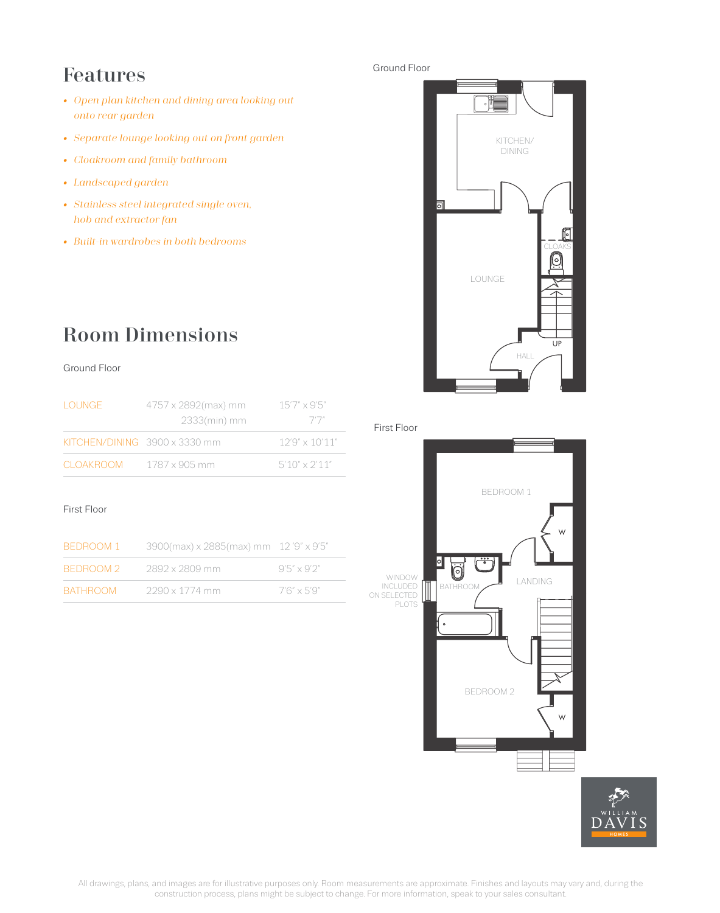# Features

- *Open plan kitchen and dining area looking out onto rear garden*
- *Separate lounge looking out on front garden*
- *Cloakroom and family bathroom*
- *Landscaped garden*
- *Stainless steel integrated single oven, hob and extractor fan*
- *Built-in wardrobes in both bedrooms*

# Room Dimensions

Ground Floor

| | | |
|---|---|---|
| LOUNGE | 4757 x 2892(max) mm<br>2333(min) mm | 15'7" x 9'5"<br>7'7" |
| KITCHEN/DINING | 3900 x 3330 mm | 12'9" x 10'11" |
| CLOAKROOM | 1787 x 905 mm | 5'10" x 2'11" |

First Floor

| | | |
|---|---|---|
| BEDROOM 1 | 3900(max) x 2885(max) mm | 12'9" x 9'5" |
| BEDROOM 2 | 2892 x 2809 mm | 9'5" x 9'2" |
| BATHROOM | 2290 x 1774 mm | 7'6" x 5'9" |

Ground Floor

KITCHEN/ DINING

LOUNGE

CLOAKS

UP

HALL

First Floor

BEDROOM 1

W

LANDING

BATHROOM

WINDOW INCLUDED ON SELECTED PLOTS

BEDROOM 2

W

WILLIAM DAVIS HOMES

All drawings, plans, and images are for illustrative purposes only. Room measurements are approximate. Finishes and layouts may vary and, during the construction process, plans might be subject to change. For more information, speak to your sales consultant.